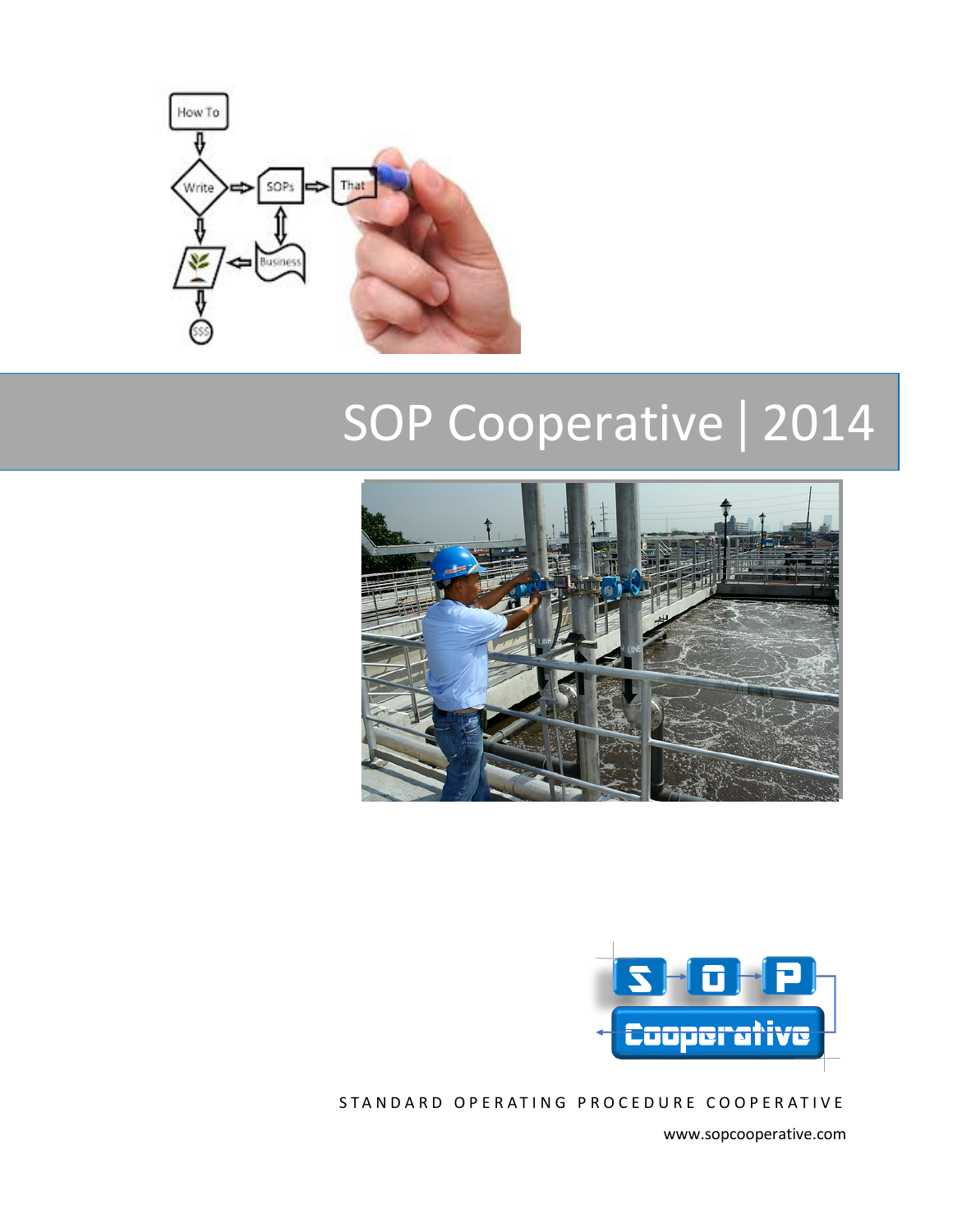# SOP Cooperative | 2014

STANDARD OPERATING PROCEDURE COOPERATIVE

www.sopcooperative.com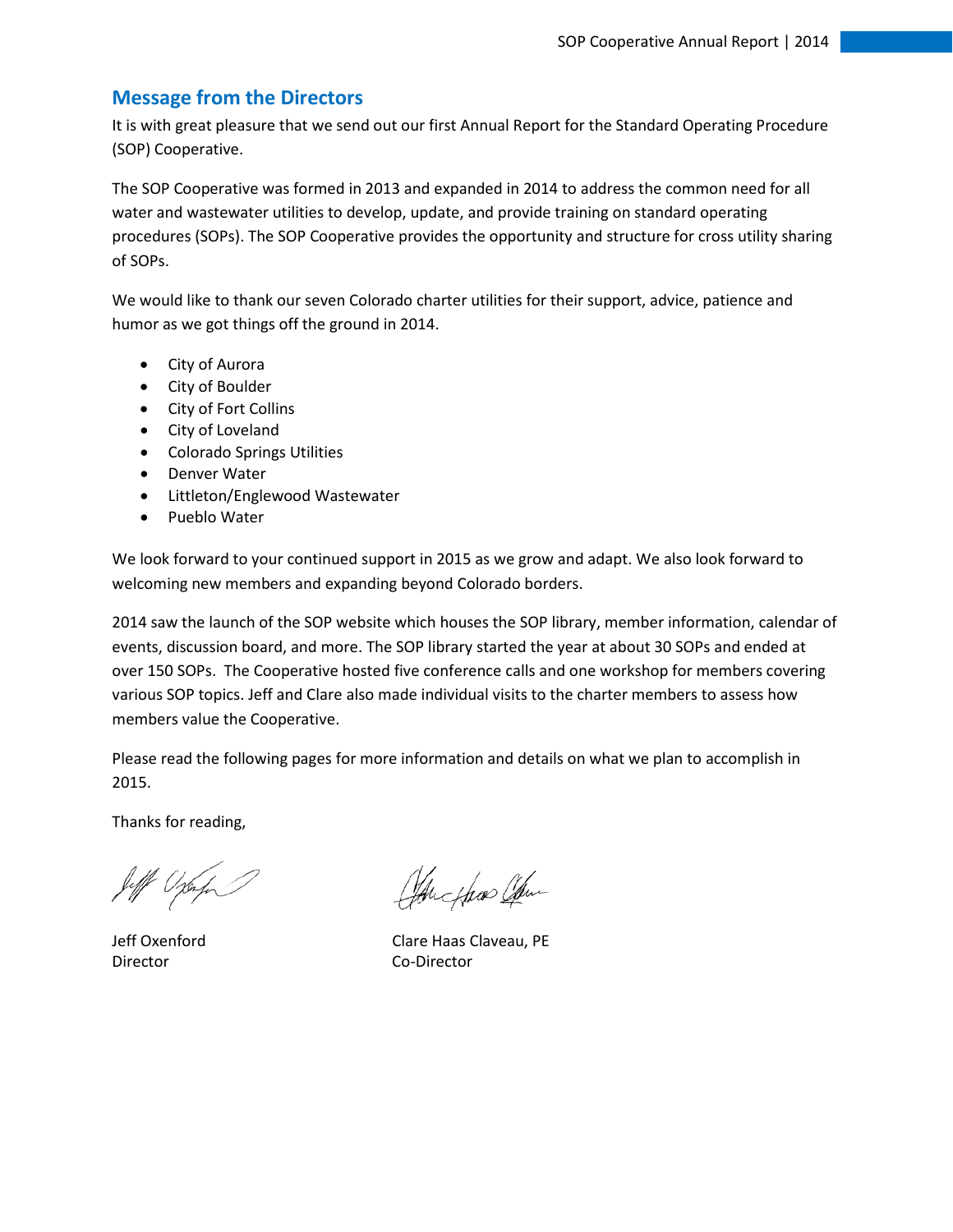## Message from the Directors

It is with great pleasure that we send out our first Annual Report for the Standard Operating Procedure (SOP) Cooperative.

The SOP Cooperative was formed in 2013 and expanded in 2014 to address the common need for all water and wastewater utilities to develop, update, and provide training on standard operating procedures (SOPs). The SOP Cooperative provides the opportunity and structure for cross utility sharing of SOPs.

We would like to thank our seven Colorado charter utilities for their support, advice, patience and humor as we got things off the ground in 2014.

- City of Aurora
- City of Boulder
- City of Fort Collins
- City of Loveland
- Colorado Springs Utilities
- Denver Water
- Littleton/Englewood Wastewater
- Pueblo Water

We look forward to your continued support in 2015 as we grow and adapt. We also look forward to welcoming new members and expanding beyond Colorado borders.

2014 saw the launch of the SOP website which houses the SOP library, member information, calendar of events, discussion board, and more. The SOP library started the year at about 30 SOPs and ended at over 150 SOPs. The Cooperative hosted five conference calls and one workshop for members covering various SOP topics. Jeff and Clare also made individual visits to the charter members to assess how members value the Cooperative.

Please read the following pages for more information and details on what we plan to accomplish in 2015.

Thanks for reading,

Jeff Oxenford
Director

Clare Haas Claveau, PE
Co-Director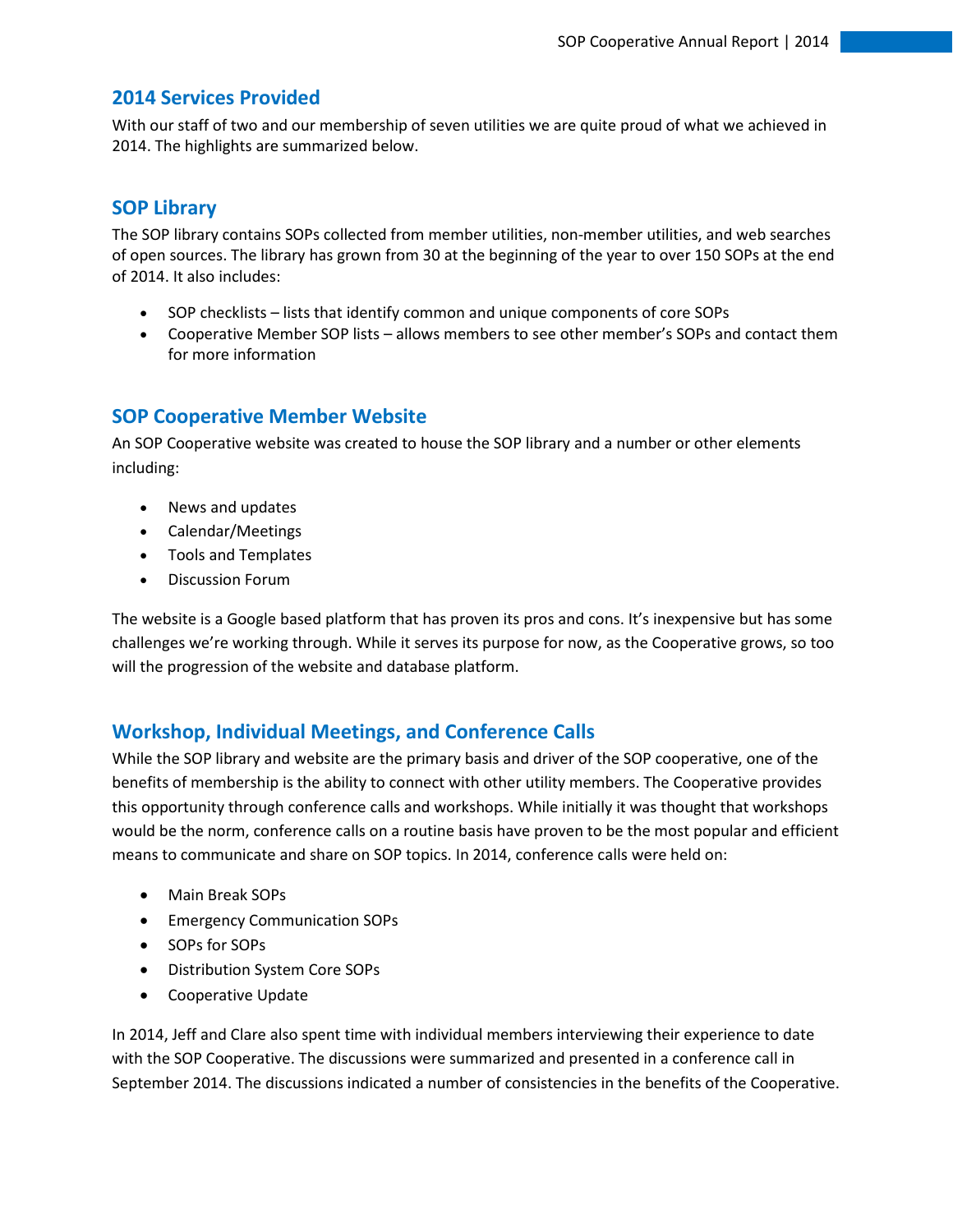## 2014 Services Provided

With our staff of two and our membership of seven utilities we are quite proud of what we achieved in 2014. The highlights are summarized below.

## SOP Library

The SOP library contains SOPs collected from member utilities, non-member utilities, and web searches of open sources. The library has grown from 30 at the beginning of the year to over 150 SOPs at the end of 2014. It also includes:

- SOP checklists – lists that identify common and unique components of core SOPs
- Cooperative Member SOP lists – allows members to see other member's SOPs and contact them for more information

## SOP Cooperative Member Website

An SOP Cooperative website was created to house the SOP library and a number or other elements including:

- News and updates
- Calendar/Meetings
- Tools and Templates
- Discussion Forum

The website is a Google based platform that has proven its pros and cons. It's inexpensive but has some challenges we're working through. While it serves its purpose for now, as the Cooperative grows, so too will the progression of the website and database platform.

## Workshop, Individual Meetings, and Conference Calls

While the SOP library and website are the primary basis and driver of the SOP cooperative, one of the benefits of membership is the ability to connect with other utility members. The Cooperative provides this opportunity through conference calls and workshops. While initially it was thought that workshops would be the norm, conference calls on a routine basis have proven to be the most popular and efficient means to communicate and share on SOP topics. In 2014, conference calls were held on:

- Main Break SOPs
- Emergency Communication SOPs
- SOPs for SOPs
- Distribution System Core SOPs
- Cooperative Update

In 2014, Jeff and Clare also spent time with individual members interviewing their experience to date with the SOP Cooperative. The discussions were summarized and presented in a conference call in September 2014. The discussions indicated a number of consistencies in the benefits of the Cooperative.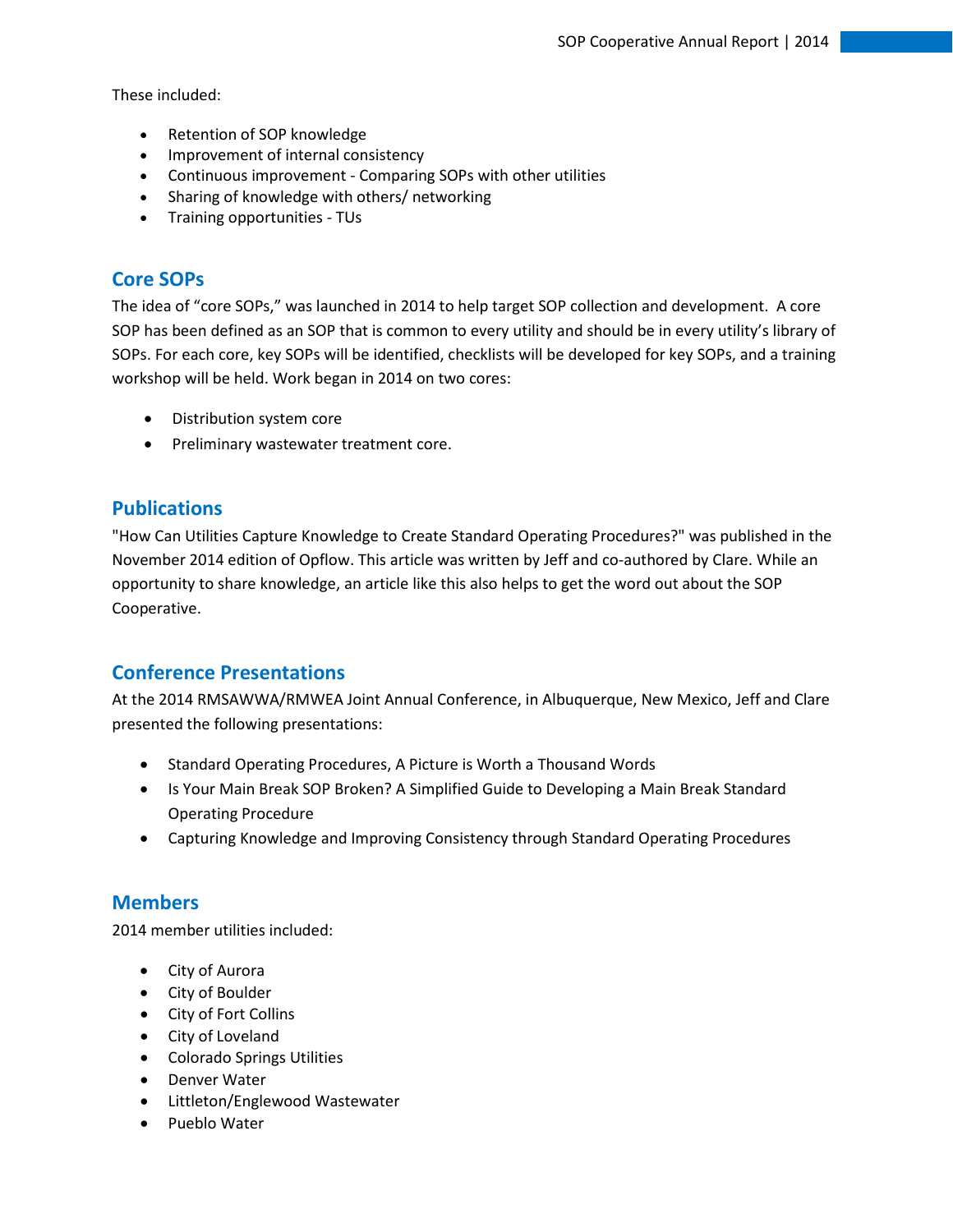These included:

- Retention of SOP knowledge
- Improvement of internal consistency
- Continuous improvement - Comparing SOPs with other utilities
- Sharing of knowledge with others/ networking
- Training opportunities - TUs

## Core SOPs

The idea of "core SOPs," was launched in 2014 to help target SOP collection and development. A core SOP has been defined as an SOP that is common to every utility and should be in every utility's library of SOPs. For each core, key SOPs will be identified, checklists will be developed for key SOPs, and a training workshop will be held. Work began in 2014 on two cores:

- Distribution system core
- Preliminary wastewater treatment core.

## Publications

"How Can Utilities Capture Knowledge to Create Standard Operating Procedures?" was published in the November 2014 edition of Opflow. This article was written by Jeff and co-authored by Clare. While an opportunity to share knowledge, an article like this also helps to get the word out about the SOP Cooperative.

## Conference Presentations

At the 2014 RMSAWWA/RMWEA Joint Annual Conference, in Albuquerque, New Mexico, Jeff and Clare presented the following presentations:

- Standard Operating Procedures, A Picture is Worth a Thousand Words
- Is Your Main Break SOP Broken? A Simplified Guide to Developing a Main Break Standard Operating Procedure
- Capturing Knowledge and Improving Consistency through Standard Operating Procedures

## Members

2014 member utilities included:

- City of Aurora
- City of Boulder
- City of Fort Collins
- City of Loveland
- Colorado Springs Utilities
- Denver Water
- Littleton/Englewood Wastewater
- Pueblo Water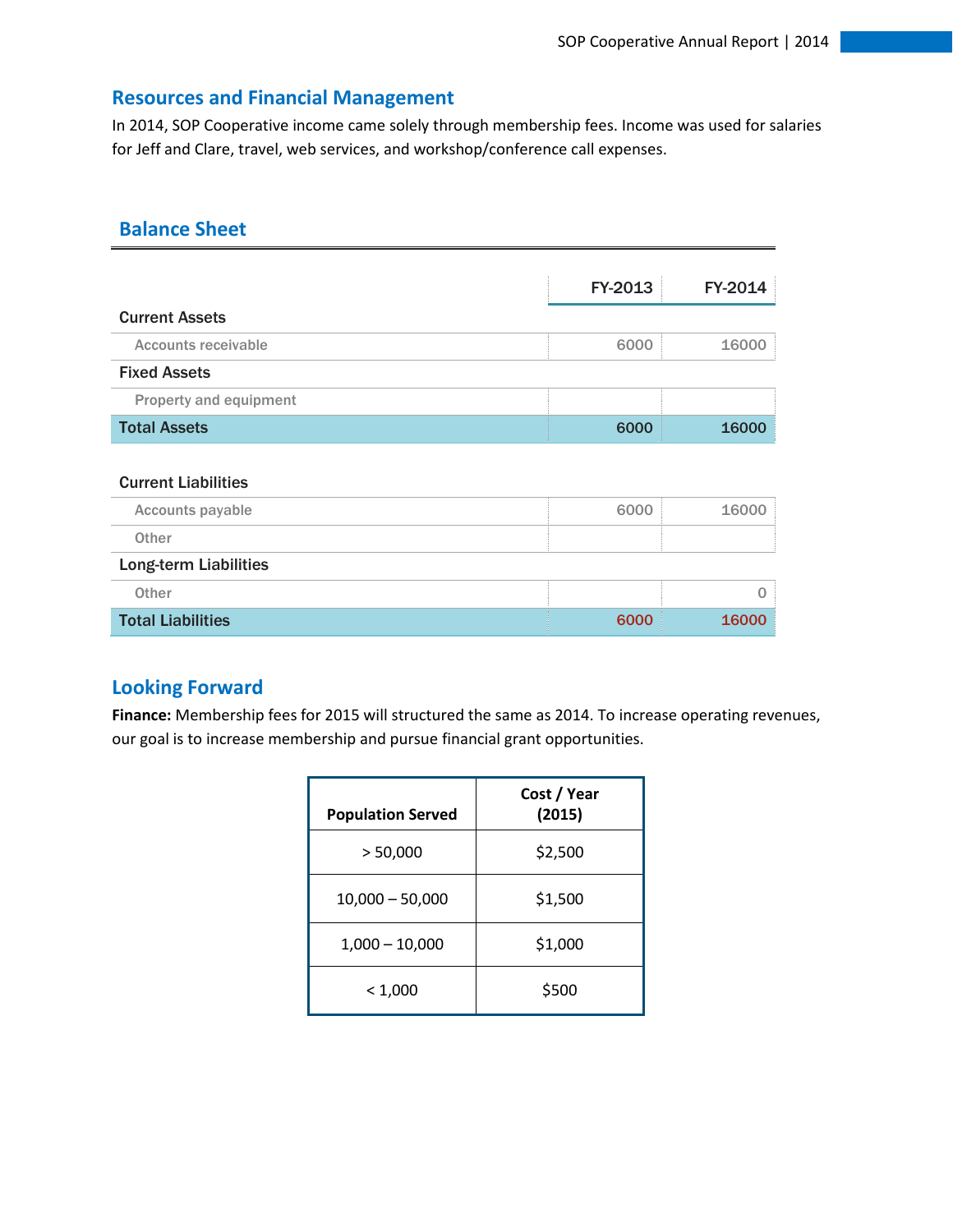## Resources and Financial Management

In 2014, SOP Cooperative income came solely through membership fees. Income was used for salaries for Jeff and Clare, travel, web services, and workshop/conference call expenses.

### Balance Sheet

| | FY-2013 | FY-2014 |
|---|---|---|
| **Current Assets** | | |
| Accounts receivable | 6000 | 16000 |
| **Fixed Assets** | | |
| Property and equipment | | |
| **Total Assets** | **6000** | **16000** |
| | | |
| **Current Liabilities** | | |
| Accounts payable | 6000 | 16000 |
| Other | | |
| **Long-term Liabilities** | | |
| Other | | 0 |
| **Total Liabilities** | **6000** | **16000** |

## Looking Forward

**Finance:** Membership fees for 2015 will structured the same as 2014. To increase operating revenues, our goal is to increase membership and pursue financial grant opportunities.

| Population Served | Cost / Year (2015) |
|---|---|
| > 50,000 | $2,500 |
| 10,000 – 50,000 | $1,500 |
| 1,000 – 10,000 | $1,000 |
| < 1,000 | $500 |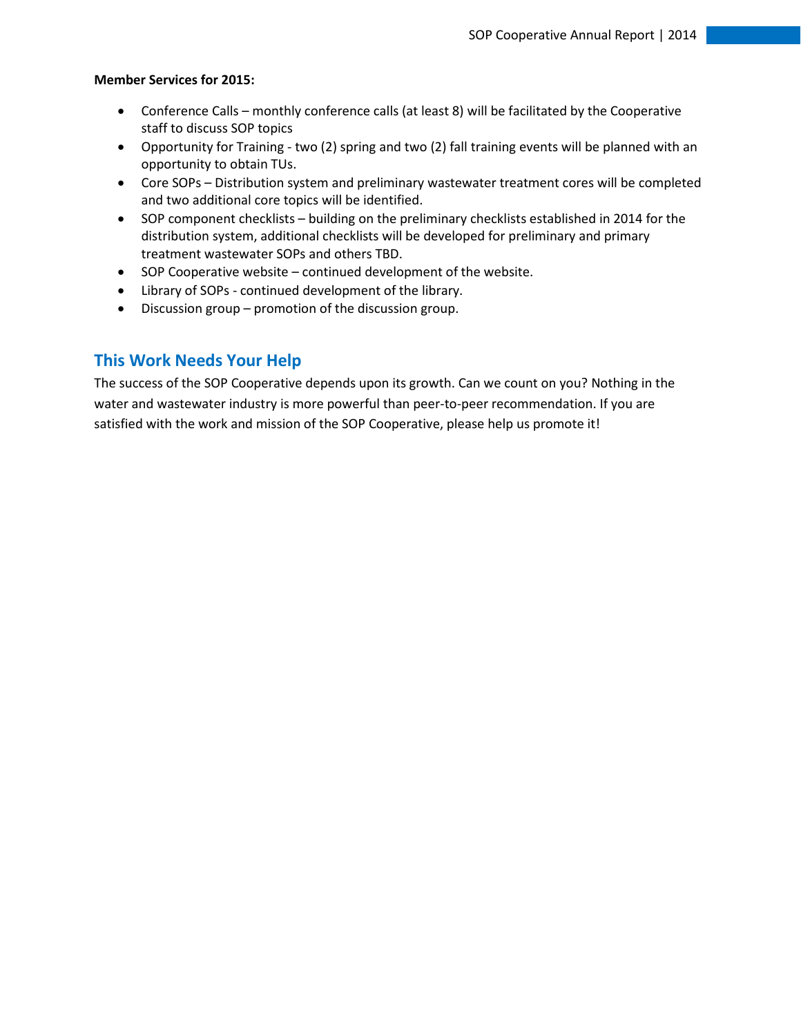**Member Services for 2015:**

- Conference Calls – monthly conference calls (at least 8) will be facilitated by the Cooperative staff to discuss SOP topics
- Opportunity for Training - two (2) spring and two (2) fall training events will be planned with an opportunity to obtain TUs.
- Core SOPs – Distribution system and preliminary wastewater treatment cores will be completed and two additional core topics will be identified.
- SOP component checklists – building on the preliminary checklists established in 2014 for the distribution system, additional checklists will be developed for preliminary and primary treatment wastewater SOPs and others TBD.
- SOP Cooperative website – continued development of the website.
- Library of SOPs - continued development of the library.
- Discussion group – promotion of the discussion group.

## This Work Needs Your Help

The success of the SOP Cooperative depends upon its growth. Can we count on you? Nothing in the water and wastewater industry is more powerful than peer-to-peer recommendation. If you are satisfied with the work and mission of the SOP Cooperative, please help us promote it!